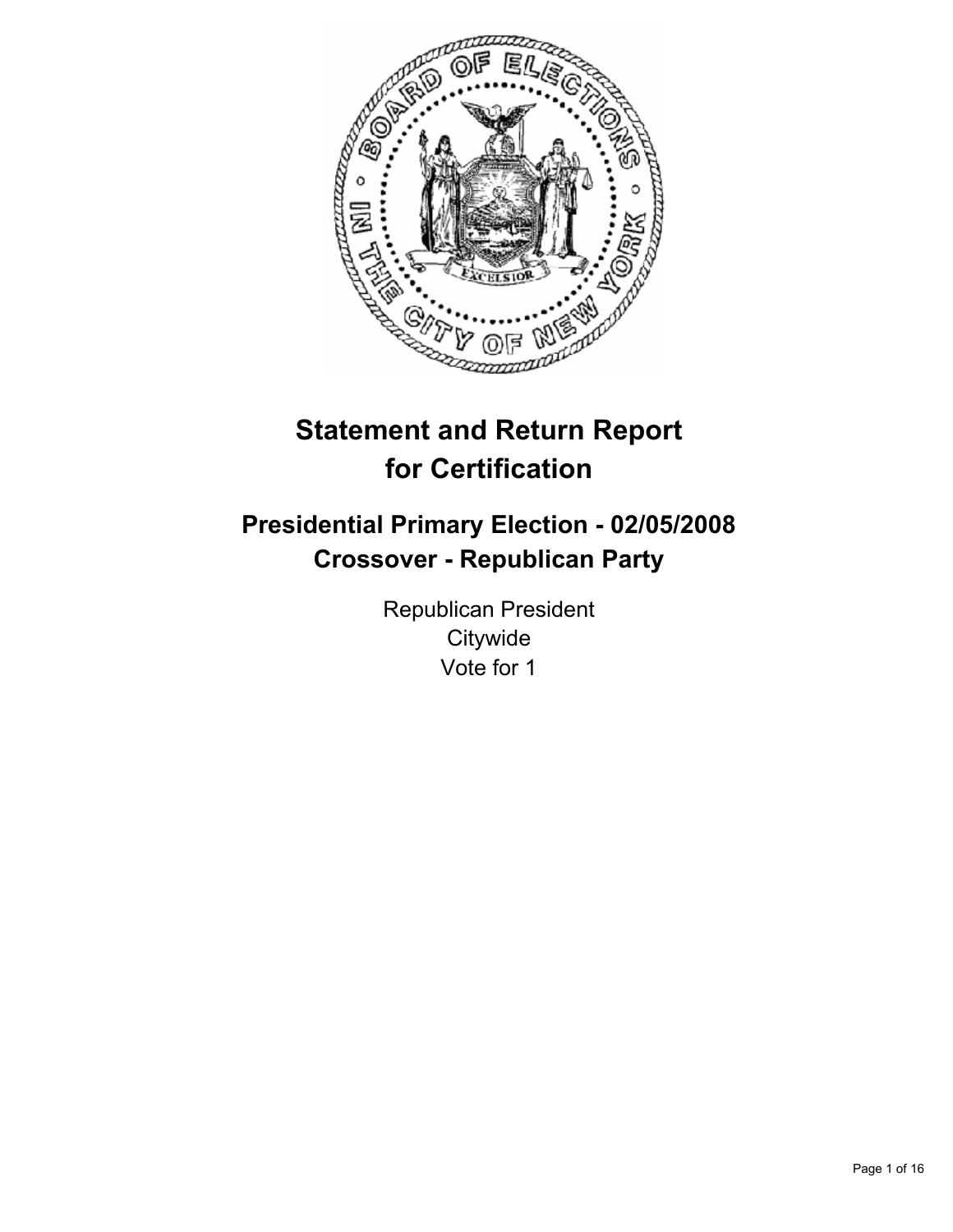# Statement and Return Report for Certification

## Presidential Primary Election - 02/05/2008
## Crossover - Republican Party

Republican President
Citywide
Vote for 1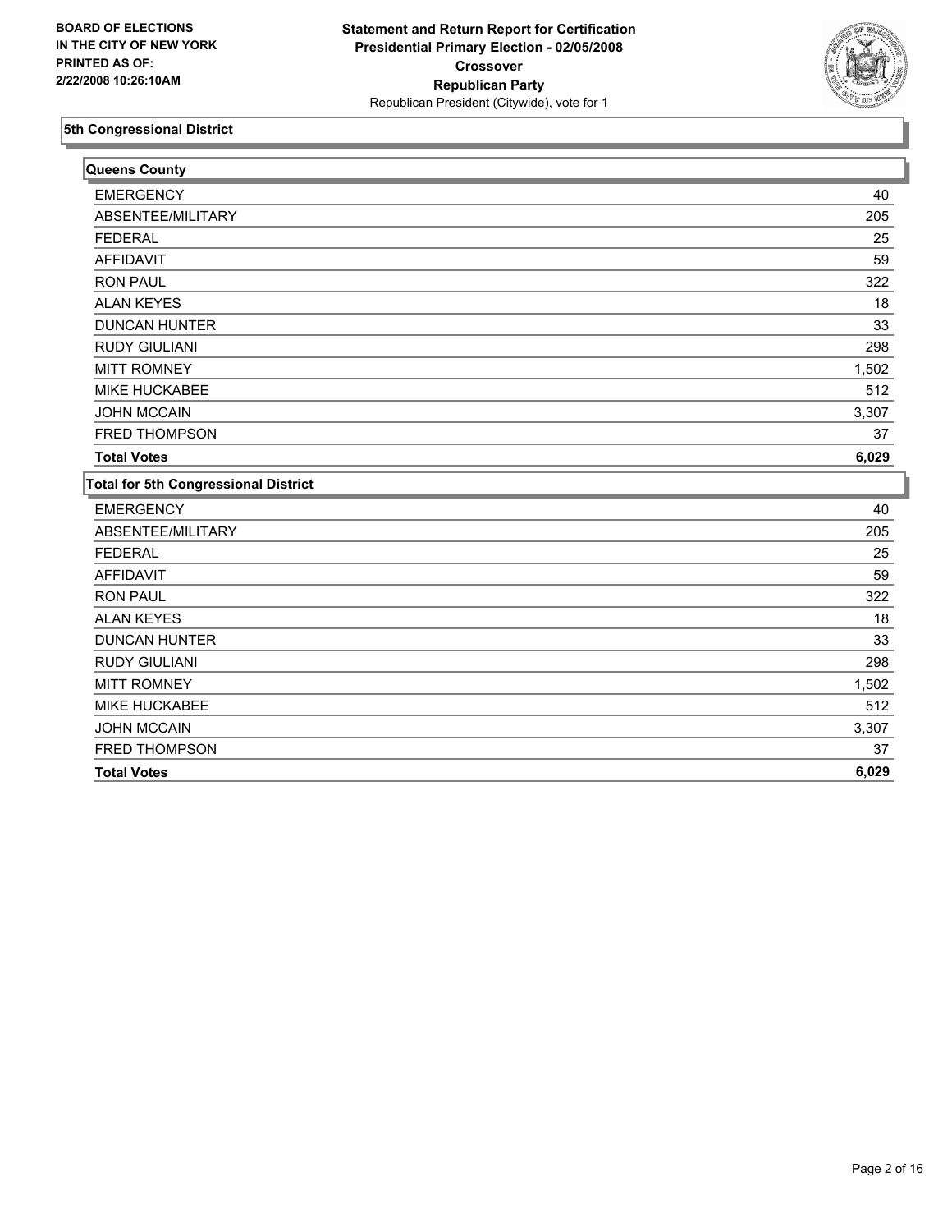**BOARD OF ELECTIONS IN THE CITY OF NEW YORK PRINTED AS OF: 2/22/2008 10:26:10AM**

**Statement and Return Report for Certification Presidential Primary Election - 02/05/2008 Crossover Republican Party**

Republican President (Citywide), vote for 1

## 5th Congressional District

### Queens County

| | |
|---|---|
| EMERGENCY | 40 |
| ABSENTEE/MILITARY | 205 |
| FEDERAL | 25 |
| AFFIDAVIT | 59 |
| RON PAUL | 322 |
| ALAN KEYES | 18 |
| DUNCAN HUNTER | 33 |
| RUDY GIULIANI | 298 |
| MITT ROMNEY | 1,502 |
| MIKE HUCKABEE | 512 |
| JOHN MCCAIN | 3,307 |
| FRED THOMPSON | 37 |
| **Total Votes** | **6,029** |

### Total for 5th Congressional District

| | |
|---|---|
| EMERGENCY | 40 |
| ABSENTEE/MILITARY | 205 |
| FEDERAL | 25 |
| AFFIDAVIT | 59 |
| RON PAUL | 322 |
| ALAN KEYES | 18 |
| DUNCAN HUNTER | 33 |
| RUDY GIULIANI | 298 |
| MITT ROMNEY | 1,502 |
| MIKE HUCKABEE | 512 |
| JOHN MCCAIN | 3,307 |
| FRED THOMPSON | 37 |
| **Total Votes** | **6,029** |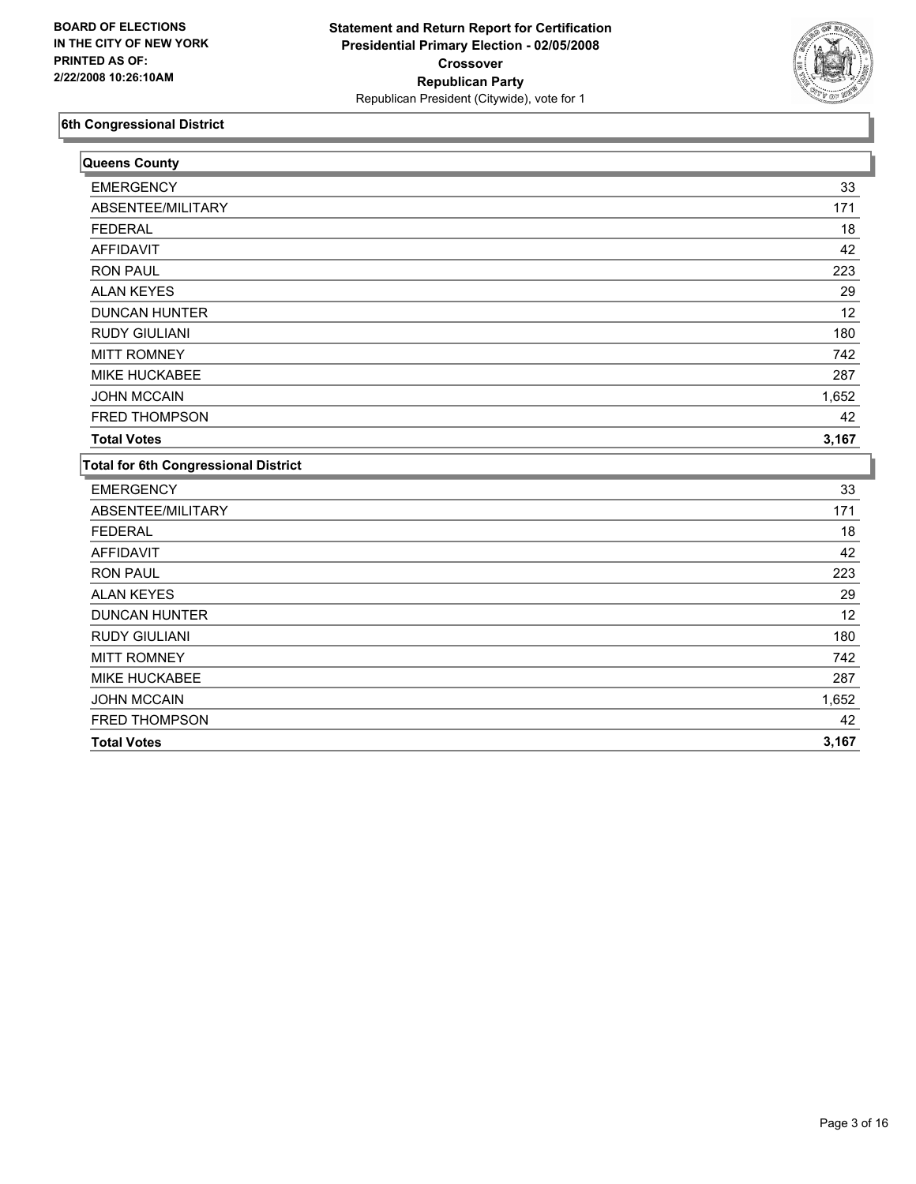BOARD OF ELECTIONS
IN THE CITY OF NEW YORK
PRINTED AS OF:
2/22/2008 10:26:10AM

**Statement and Return Report for Certification**
**Presidential Primary Election - 02/05/2008**
**Crossover**
**Republican Party**
Republican President (Citywide), vote for 1

## 6th Congressional District

### Queens County

| | |
|---|---|
| EMERGENCY | 33 |
| ABSENTEE/MILITARY | 171 |
| FEDERAL | 18 |
| AFFIDAVIT | 42 |
| RON PAUL | 223 |
| ALAN KEYES | 29 |
| DUNCAN HUNTER | 12 |
| RUDY GIULIANI | 180 |
| MITT ROMNEY | 742 |
| MIKE HUCKABEE | 287 |
| JOHN MCCAIN | 1,652 |
| FRED THOMPSON | 42 |
| **Total Votes** | **3,167** |

### Total for 6th Congressional District

| | |
|---|---|
| EMERGENCY | 33 |
| ABSENTEE/MILITARY | 171 |
| FEDERAL | 18 |
| AFFIDAVIT | 42 |
| RON PAUL | 223 |
| ALAN KEYES | 29 |
| DUNCAN HUNTER | 12 |
| RUDY GIULIANI | 180 |
| MITT ROMNEY | 742 |
| MIKE HUCKABEE | 287 |
| JOHN MCCAIN | 1,652 |
| FRED THOMPSON | 42 |
| **Total Votes** | **3,167** |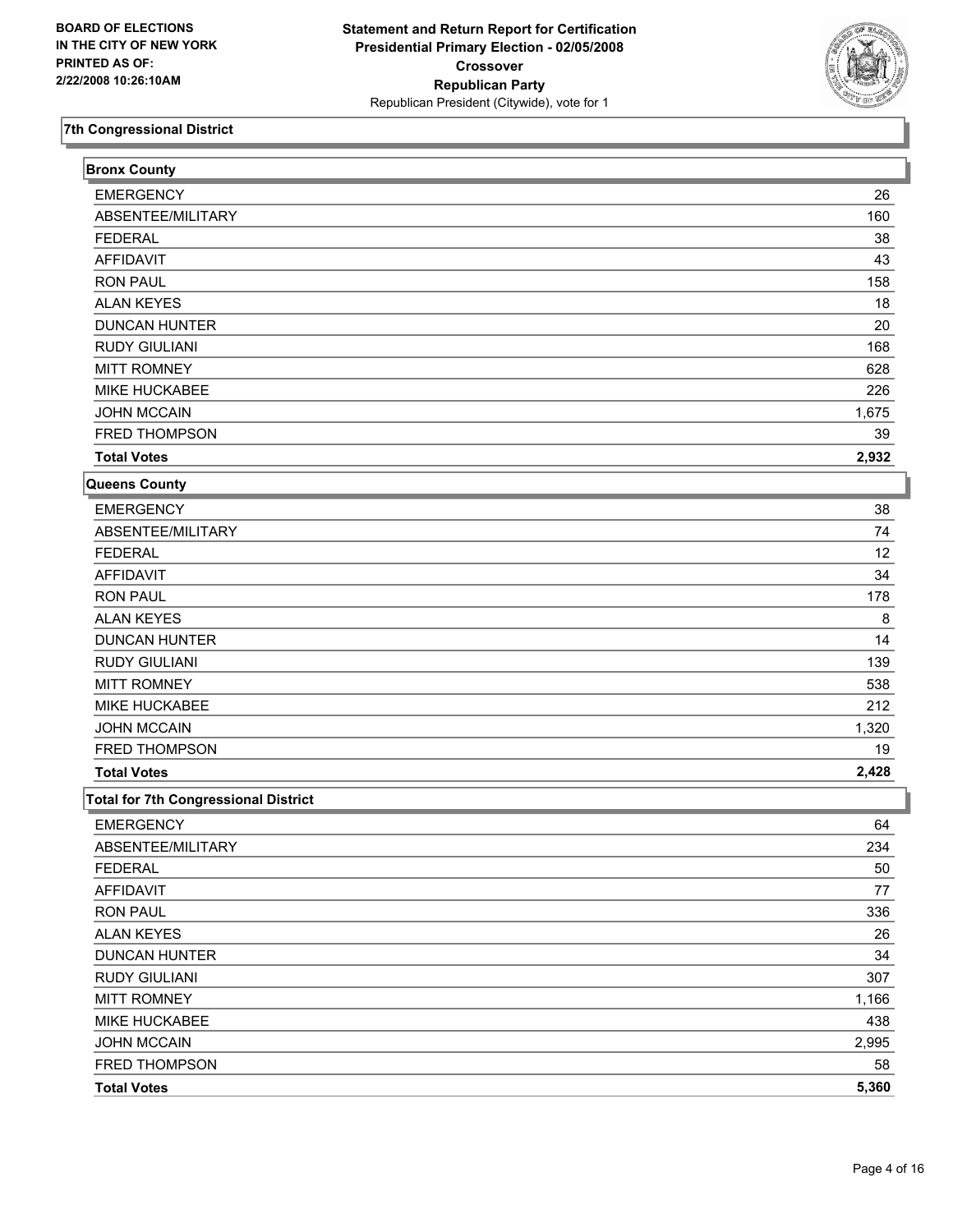BOARD OF ELECTIONS
IN THE CITY OF NEW YORK
PRINTED AS OF:
2/22/2008 10:26:10AM

**Statement and Return Report for Certification**
**Presidential Primary Election - 02/05/2008**
**Crossover**
**Republican Party**
Republican President (Citywide), vote for 1

## 7th Congressional District

### Bronx County

| | |
|---|---|
| EMERGENCY | 26 |
| ABSENTEE/MILITARY | 160 |
| FEDERAL | 38 |
| AFFIDAVIT | 43 |
| RON PAUL | 158 |
| ALAN KEYES | 18 |
| DUNCAN HUNTER | 20 |
| RUDY GIULIANI | 168 |
| MITT ROMNEY | 628 |
| MIKE HUCKABEE | 226 |
| JOHN MCCAIN | 1,675 |
| FRED THOMPSON | 39 |
| **Total Votes** | **2,932** |

### Queens County

| | |
|---|---|
| EMERGENCY | 38 |
| ABSENTEE/MILITARY | 74 |
| FEDERAL | 12 |
| AFFIDAVIT | 34 |
| RON PAUL | 178 |
| ALAN KEYES | 8 |
| DUNCAN HUNTER | 14 |
| RUDY GIULIANI | 139 |
| MITT ROMNEY | 538 |
| MIKE HUCKABEE | 212 |
| JOHN MCCAIN | 1,320 |
| FRED THOMPSON | 19 |
| **Total Votes** | **2,428** |

### Total for 7th Congressional District

| | |
|---|---|
| EMERGENCY | 64 |
| ABSENTEE/MILITARY | 234 |
| FEDERAL | 50 |
| AFFIDAVIT | 77 |
| RON PAUL | 336 |
| ALAN KEYES | 26 |
| DUNCAN HUNTER | 34 |
| RUDY GIULIANI | 307 |
| MITT ROMNEY | 1,166 |
| MIKE HUCKABEE | 438 |
| JOHN MCCAIN | 2,995 |
| FRED THOMPSON | 58 |
| **Total Votes** | **5,360** |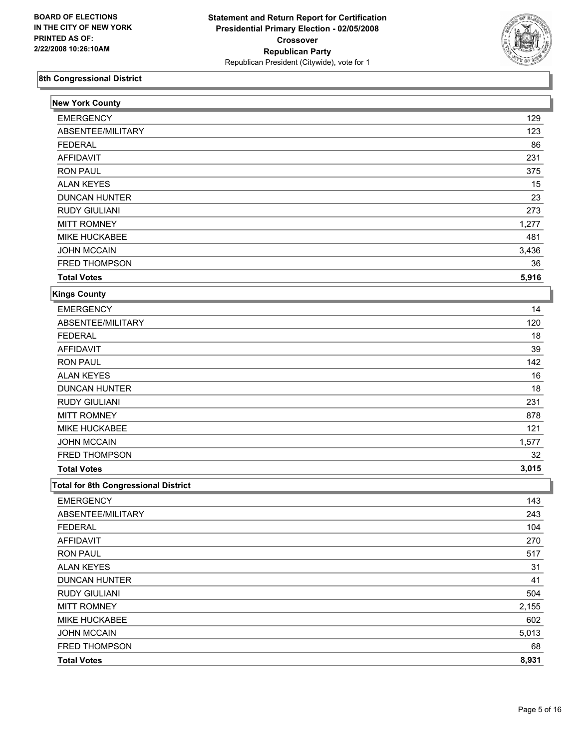BOARD OF ELECTIONS
IN THE CITY OF NEW YORK
PRINTED AS OF:
2/22/2008 10:26:10AM

**Statement and Return Report for Certification**
**Presidential Primary Election - 02/05/2008**
**Crossover**
**Republican Party**
Republican President (Citywide), vote for 1

## 8th Congressional District

### New York County

| | |
|---|---|
| EMERGENCY | 129 |
| ABSENTEE/MILITARY | 123 |
| FEDERAL | 86 |
| AFFIDAVIT | 231 |
| RON PAUL | 375 |
| ALAN KEYES | 15 |
| DUNCAN HUNTER | 23 |
| RUDY GIULIANI | 273 |
| MITT ROMNEY | 1,277 |
| MIKE HUCKABEE | 481 |
| JOHN MCCAIN | 3,436 |
| FRED THOMPSON | 36 |
| **Total Votes** | **5,916** |

### Kings County

| | |
|---|---|
| EMERGENCY | 14 |
| ABSENTEE/MILITARY | 120 |
| FEDERAL | 18 |
| AFFIDAVIT | 39 |
| RON PAUL | 142 |
| ALAN KEYES | 16 |
| DUNCAN HUNTER | 18 |
| RUDY GIULIANI | 231 |
| MITT ROMNEY | 878 |
| MIKE HUCKABEE | 121 |
| JOHN MCCAIN | 1,577 |
| FRED THOMPSON | 32 |
| **Total Votes** | **3,015** |

### Total for 8th Congressional District

| | |
|---|---|
| EMERGENCY | 143 |
| ABSENTEE/MILITARY | 243 |
| FEDERAL | 104 |
| AFFIDAVIT | 270 |
| RON PAUL | 517 |
| ALAN KEYES | 31 |
| DUNCAN HUNTER | 41 |
| RUDY GIULIANI | 504 |
| MITT ROMNEY | 2,155 |
| MIKE HUCKABEE | 602 |
| JOHN MCCAIN | 5,013 |
| FRED THOMPSON | 68 |
| **Total Votes** | **8,931** |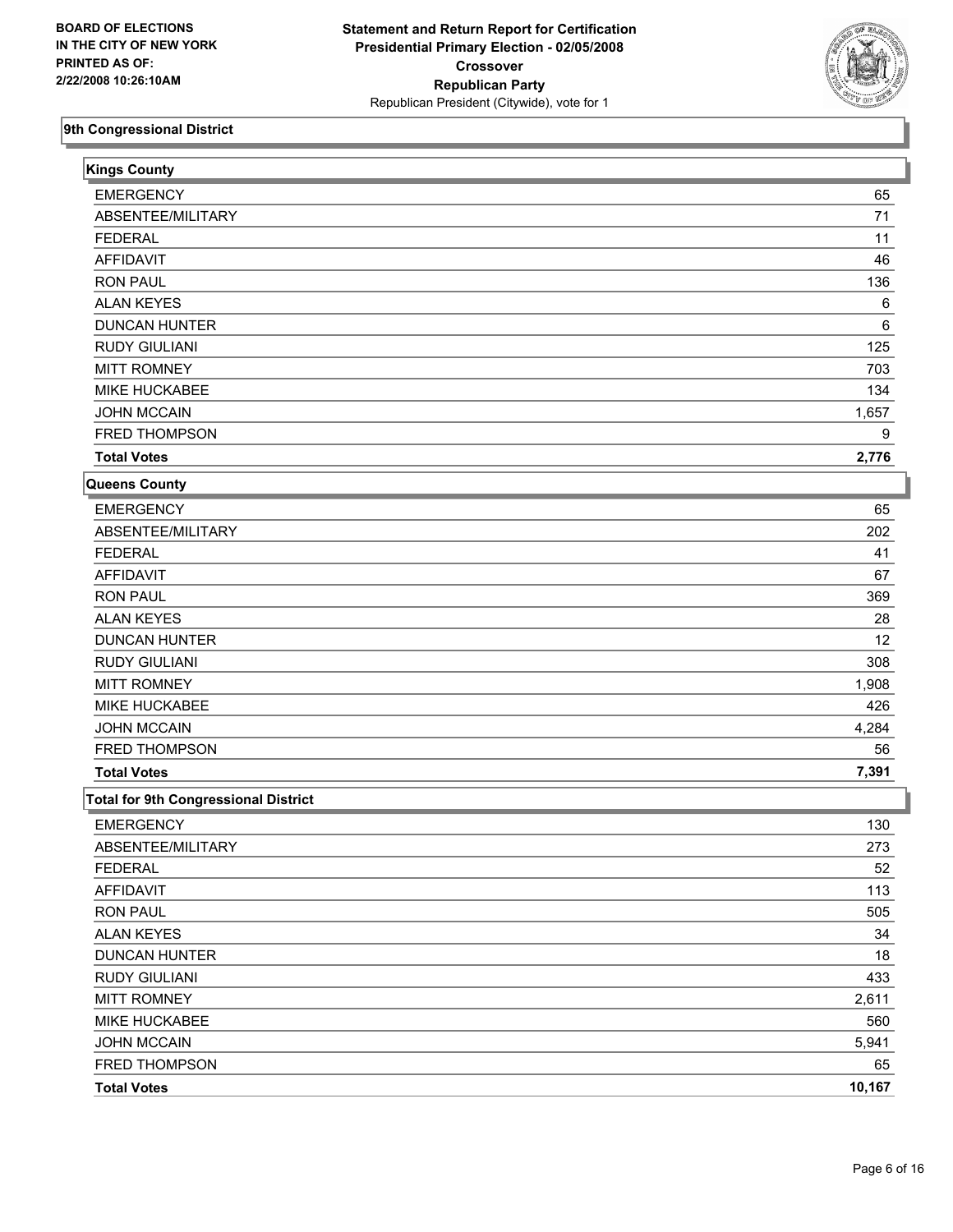**BOARD OF ELECTIONS IN THE CITY OF NEW YORK PRINTED AS OF: 2/22/2008 10:26:10AM**

**Statement and Return Report for Certification Presidential Primary Election - 02/05/2008 Crossover Republican Party**

Republican President (Citywide), vote for 1

## 9th Congressional District

### Kings County

| | |
|---|---|
| EMERGENCY | 65 |
| ABSENTEE/MILITARY | 71 |
| FEDERAL | 11 |
| AFFIDAVIT | 46 |
| RON PAUL | 136 |
| ALAN KEYES | 6 |
| DUNCAN HUNTER | 6 |
| RUDY GIULIANI | 125 |
| MITT ROMNEY | 703 |
| MIKE HUCKABEE | 134 |
| JOHN MCCAIN | 1,657 |
| FRED THOMPSON | 9 |
| **Total Votes** | **2,776** |

### Queens County

| | |
|---|---|
| EMERGENCY | 65 |
| ABSENTEE/MILITARY | 202 |
| FEDERAL | 41 |
| AFFIDAVIT | 67 |
| RON PAUL | 369 |
| ALAN KEYES | 28 |
| DUNCAN HUNTER | 12 |
| RUDY GIULIANI | 308 |
| MITT ROMNEY | 1,908 |
| MIKE HUCKABEE | 426 |
| JOHN MCCAIN | 4,284 |
| FRED THOMPSON | 56 |
| **Total Votes** | **7,391** |

### Total for 9th Congressional District

| | |
|---|---|
| EMERGENCY | 130 |
| ABSENTEE/MILITARY | 273 |
| FEDERAL | 52 |
| AFFIDAVIT | 113 |
| RON PAUL | 505 |
| ALAN KEYES | 34 |
| DUNCAN HUNTER | 18 |
| RUDY GIULIANI | 433 |
| MITT ROMNEY | 2,611 |
| MIKE HUCKABEE | 560 |
| JOHN MCCAIN | 5,941 |
| FRED THOMPSON | 65 |
| **Total Votes** | **10,167** |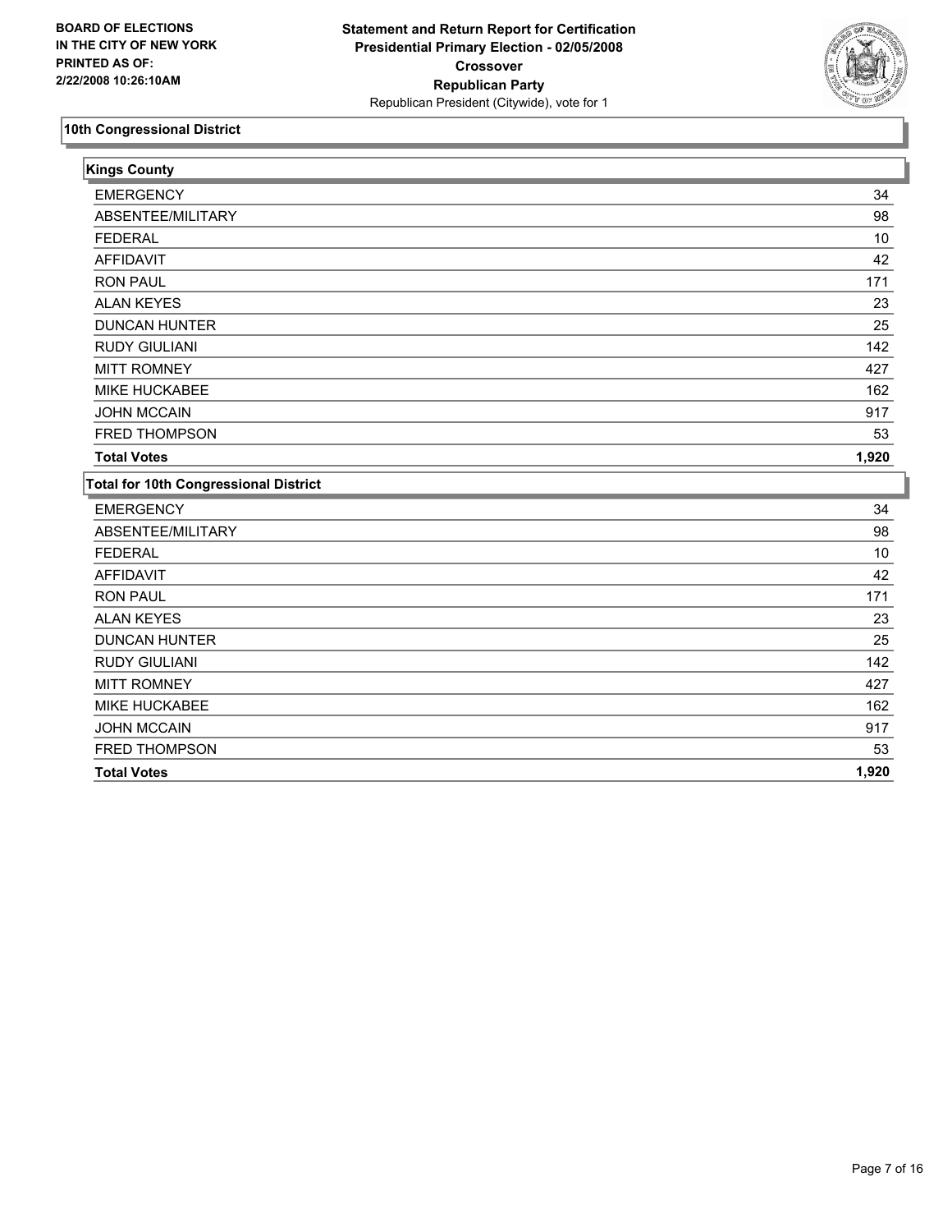**BOARD OF ELECTIONS IN THE CITY OF NEW YORK PRINTED AS OF: 2/22/2008 10:26:10AM**

**Statement and Return Report for Certification**
**Presidential Primary Election - 02/05/2008**
**Crossover**
**Republican Party**
Republican President (Citywide), vote for 1

## 10th Congressional District

### Kings County

| | |
|---|---|
| EMERGENCY | 34 |
| ABSENTEE/MILITARY | 98 |
| FEDERAL | 10 |
| AFFIDAVIT | 42 |
| RON PAUL | 171 |
| ALAN KEYES | 23 |
| DUNCAN HUNTER | 25 |
| RUDY GIULIANI | 142 |
| MITT ROMNEY | 427 |
| MIKE HUCKABEE | 162 |
| JOHN MCCAIN | 917 |
| FRED THOMPSON | 53 |
| **Total Votes** | **1,920** |

### Total for 10th Congressional District

| | |
|---|---|
| EMERGENCY | 34 |
| ABSENTEE/MILITARY | 98 |
| FEDERAL | 10 |
| AFFIDAVIT | 42 |
| RON PAUL | 171 |
| ALAN KEYES | 23 |
| DUNCAN HUNTER | 25 |
| RUDY GIULIANI | 142 |
| MITT ROMNEY | 427 |
| MIKE HUCKABEE | 162 |
| JOHN MCCAIN | 917 |
| FRED THOMPSON | 53 |
| **Total Votes** | **1,920** |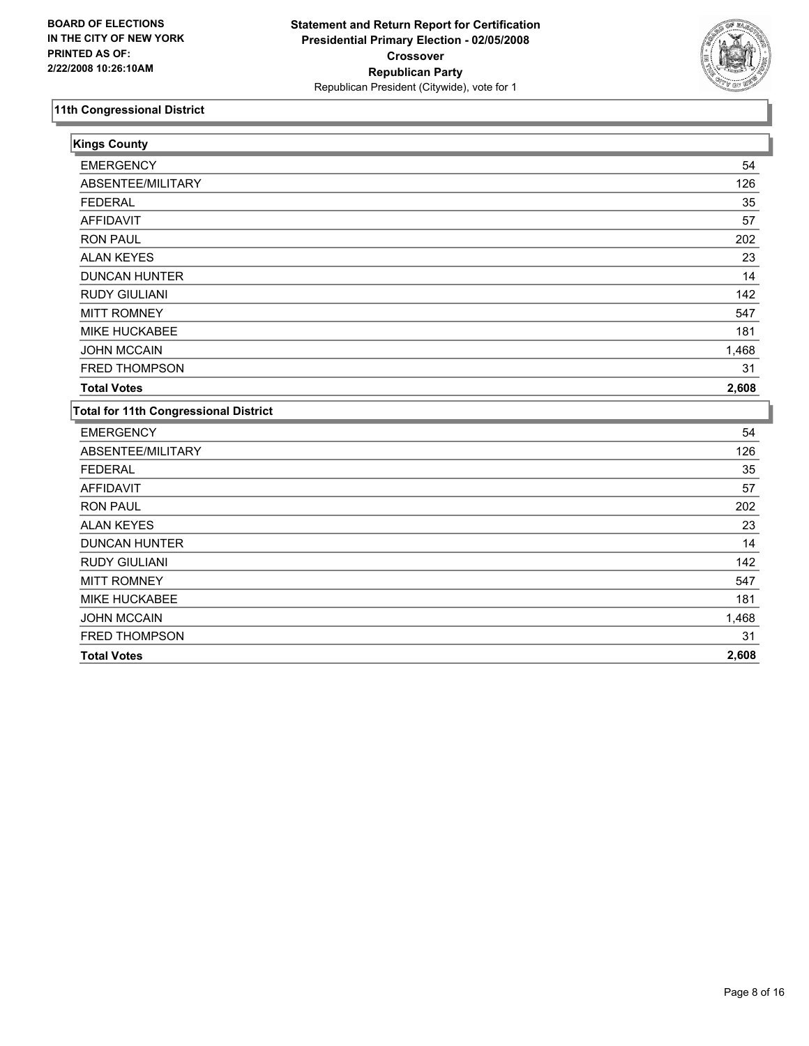BOARD OF ELECTIONS
IN THE CITY OF NEW YORK
PRINTED AS OF:
2/22/2008 10:26:10AM

**Statement and Return Report for Certification**
**Presidential Primary Election - 02/05/2008**
**Crossover**
**Republican Party**
Republican President (Citywide), vote for 1

## 11th Congressional District

### Kings County

| | |
|---|---|
| EMERGENCY | 54 |
| ABSENTEE/MILITARY | 126 |
| FEDERAL | 35 |
| AFFIDAVIT | 57 |
| RON PAUL | 202 |
| ALAN KEYES | 23 |
| DUNCAN HUNTER | 14 |
| RUDY GIULIANI | 142 |
| MITT ROMNEY | 547 |
| MIKE HUCKABEE | 181 |
| JOHN MCCAIN | 1,468 |
| FRED THOMPSON | 31 |
| **Total Votes** | **2,608** |

### Total for 11th Congressional District

| | |
|---|---|
| EMERGENCY | 54 |
| ABSENTEE/MILITARY | 126 |
| FEDERAL | 35 |
| AFFIDAVIT | 57 |
| RON PAUL | 202 |
| ALAN KEYES | 23 |
| DUNCAN HUNTER | 14 |
| RUDY GIULIANI | 142 |
| MITT ROMNEY | 547 |
| MIKE HUCKABEE | 181 |
| JOHN MCCAIN | 1,468 |
| FRED THOMPSON | 31 |
| **Total Votes** | **2,608** |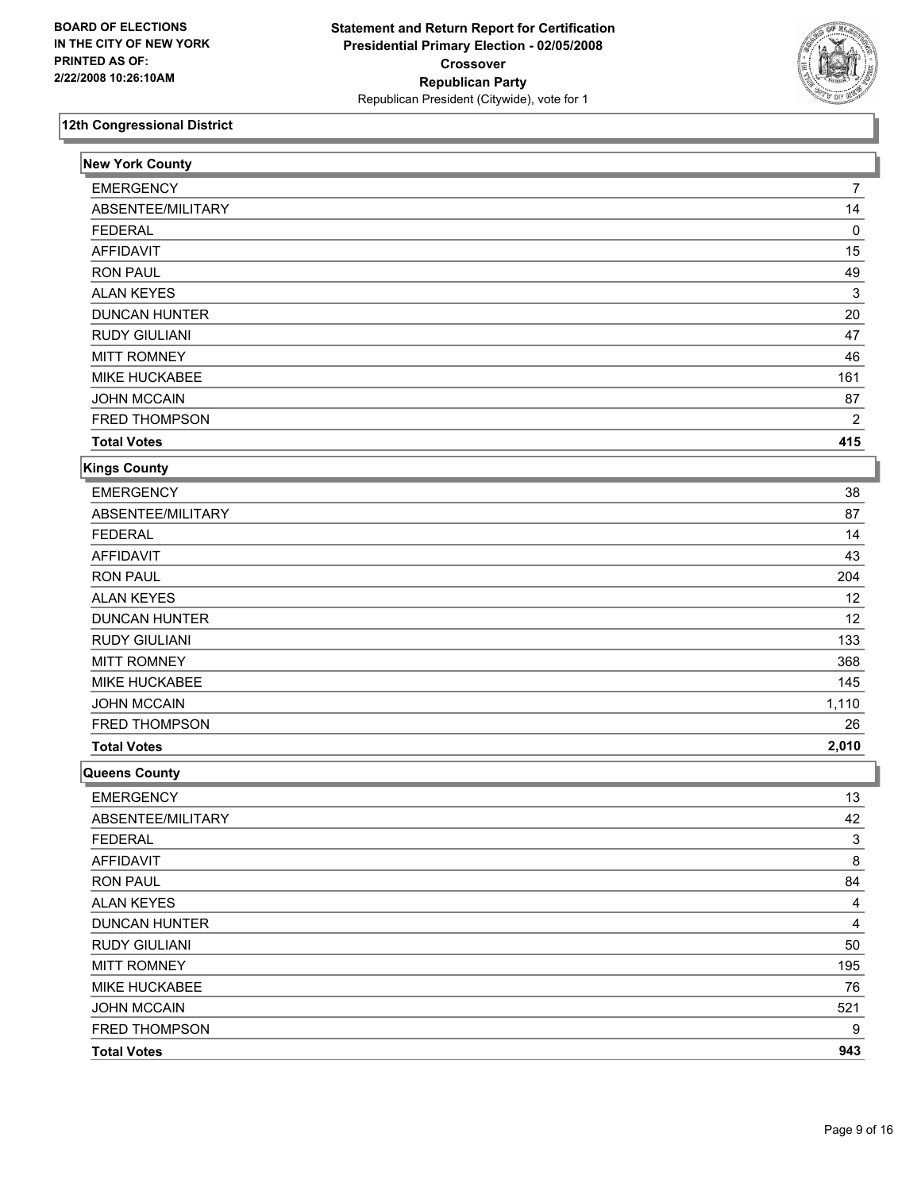**BOARD OF ELECTIONS IN THE CITY OF NEW YORK PRINTED AS OF: 2/22/2008 10:26:10AM**

# Statement and Return Report for Certification
## Presidential Primary Election - 02/05/2008
## Crossover
## Republican Party
Republican President (Citywide), vote for 1

### 12th Congressional District

#### New York County

| | |
|---|---|
| EMERGENCY | 7 |
| ABSENTEE/MILITARY | 14 |
| FEDERAL | 0 |
| AFFIDAVIT | 15 |
| RON PAUL | 49 |
| ALAN KEYES | 3 |
| DUNCAN HUNTER | 20 |
| RUDY GIULIANI | 47 |
| MITT ROMNEY | 46 |
| MIKE HUCKABEE | 161 |
| JOHN MCCAIN | 87 |
| FRED THOMPSON | 2 |
| **Total Votes** | **415** |

#### Kings County

| | |
|---|---|
| EMERGENCY | 38 |
| ABSENTEE/MILITARY | 87 |
| FEDERAL | 14 |
| AFFIDAVIT | 43 |
| RON PAUL | 204 |
| ALAN KEYES | 12 |
| DUNCAN HUNTER | 12 |
| RUDY GIULIANI | 133 |
| MITT ROMNEY | 368 |
| MIKE HUCKABEE | 145 |
| JOHN MCCAIN | 1,110 |
| FRED THOMPSON | 26 |
| **Total Votes** | **2,010** |

#### Queens County

| | |
|---|---|
| EMERGENCY | 13 |
| ABSENTEE/MILITARY | 42 |
| FEDERAL | 3 |
| AFFIDAVIT | 8 |
| RON PAUL | 84 |
| ALAN KEYES | 4 |
| DUNCAN HUNTER | 4 |
| RUDY GIULIANI | 50 |
| MITT ROMNEY | 195 |
| MIKE HUCKABEE | 76 |
| JOHN MCCAIN | 521 |
| FRED THOMPSON | 9 |
| **Total Votes** | **943** |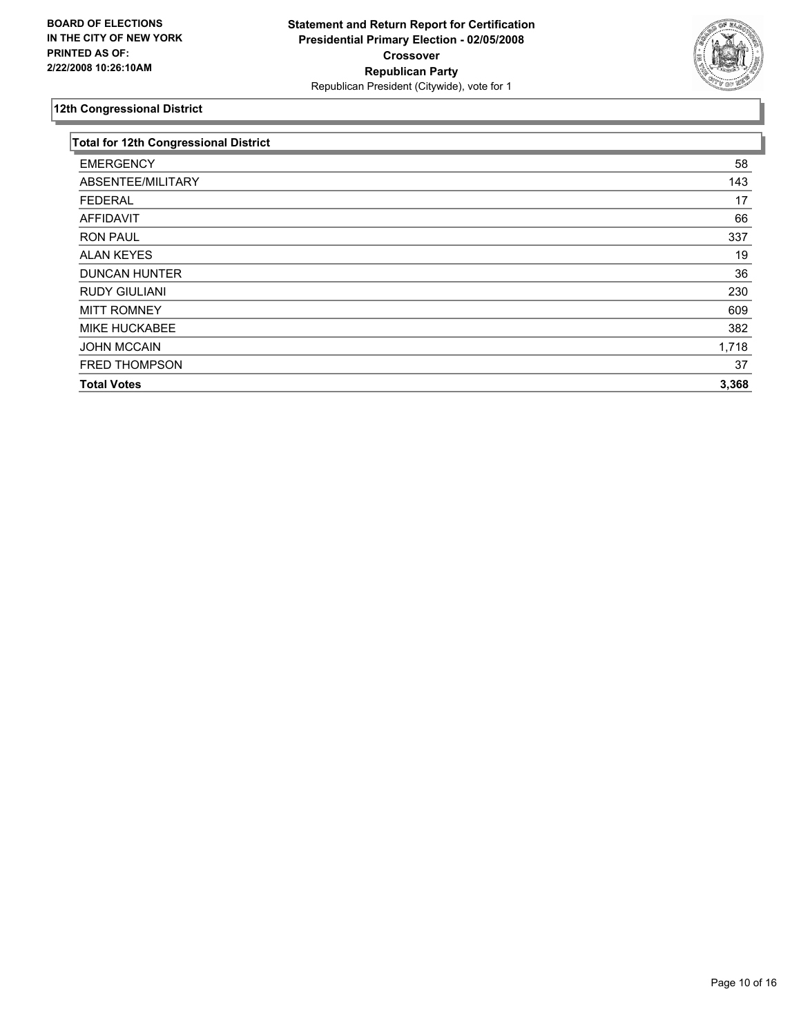**BOARD OF ELECTIONS IN THE CITY OF NEW YORK PRINTED AS OF: 2/22/2008 10:26:10AM**

**Statement and Return Report for Certification**
**Presidential Primary Election - 02/05/2008**
**Crossover**
**Republican Party**
Republican President (Citywide), vote for 1

## 12th Congressional District

| Total for 12th Congressional District | |
|---|---|
| EMERGENCY | 58 |
| ABSENTEE/MILITARY | 143 |
| FEDERAL | 17 |
| AFFIDAVIT | 66 |
| RON PAUL | 337 |
| ALAN KEYES | 19 |
| DUNCAN HUNTER | 36 |
| RUDY GIULIANI | 230 |
| MITT ROMNEY | 609 |
| MIKE HUCKABEE | 382 |
| JOHN MCCAIN | 1,718 |
| FRED THOMPSON | 37 |
| **Total Votes** | **3,368** |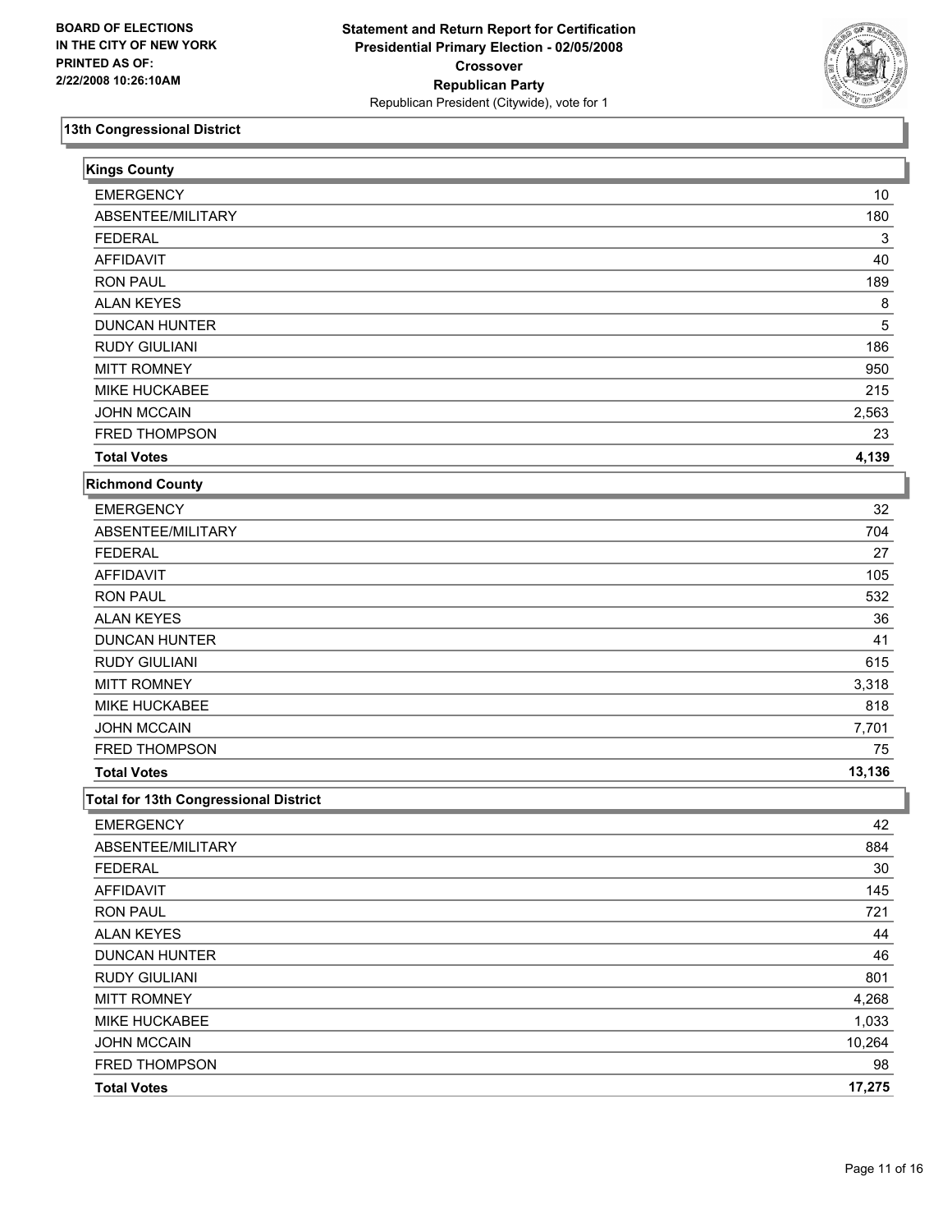BOARD OF ELECTIONS
IN THE CITY OF NEW YORK
PRINTED AS OF:
2/22/2008 10:26:10AM

**Statement and Return Report for Certification**
**Presidential Primary Election - 02/05/2008**
**Crossover**
**Republican Party**
Republican President (Citywide), vote for 1

## 13th Congressional District

### Kings County

| | |
|---|---|
| EMERGENCY | 10 |
| ABSENTEE/MILITARY | 180 |
| FEDERAL | 3 |
| AFFIDAVIT | 40 |
| RON PAUL | 189 |
| ALAN KEYES | 8 |
| DUNCAN HUNTER | 5 |
| RUDY GIULIANI | 186 |
| MITT ROMNEY | 950 |
| MIKE HUCKABEE | 215 |
| JOHN MCCAIN | 2,563 |
| FRED THOMPSON | 23 |
| **Total Votes** | **4,139** |

### Richmond County

| | |
|---|---|
| EMERGENCY | 32 |
| ABSENTEE/MILITARY | 704 |
| FEDERAL | 27 |
| AFFIDAVIT | 105 |
| RON PAUL | 532 |
| ALAN KEYES | 36 |
| DUNCAN HUNTER | 41 |
| RUDY GIULIANI | 615 |
| MITT ROMNEY | 3,318 |
| MIKE HUCKABEE | 818 |
| JOHN MCCAIN | 7,701 |
| FRED THOMPSON | 75 |
| **Total Votes** | **13,136** |

### Total for 13th Congressional District

| | |
|---|---|
| EMERGENCY | 42 |
| ABSENTEE/MILITARY | 884 |
| FEDERAL | 30 |
| AFFIDAVIT | 145 |
| RON PAUL | 721 |
| ALAN KEYES | 44 |
| DUNCAN HUNTER | 46 |
| RUDY GIULIANI | 801 |
| MITT ROMNEY | 4,268 |
| MIKE HUCKABEE | 1,033 |
| JOHN MCCAIN | 10,264 |
| FRED THOMPSON | 98 |
| **Total Votes** | **17,275** |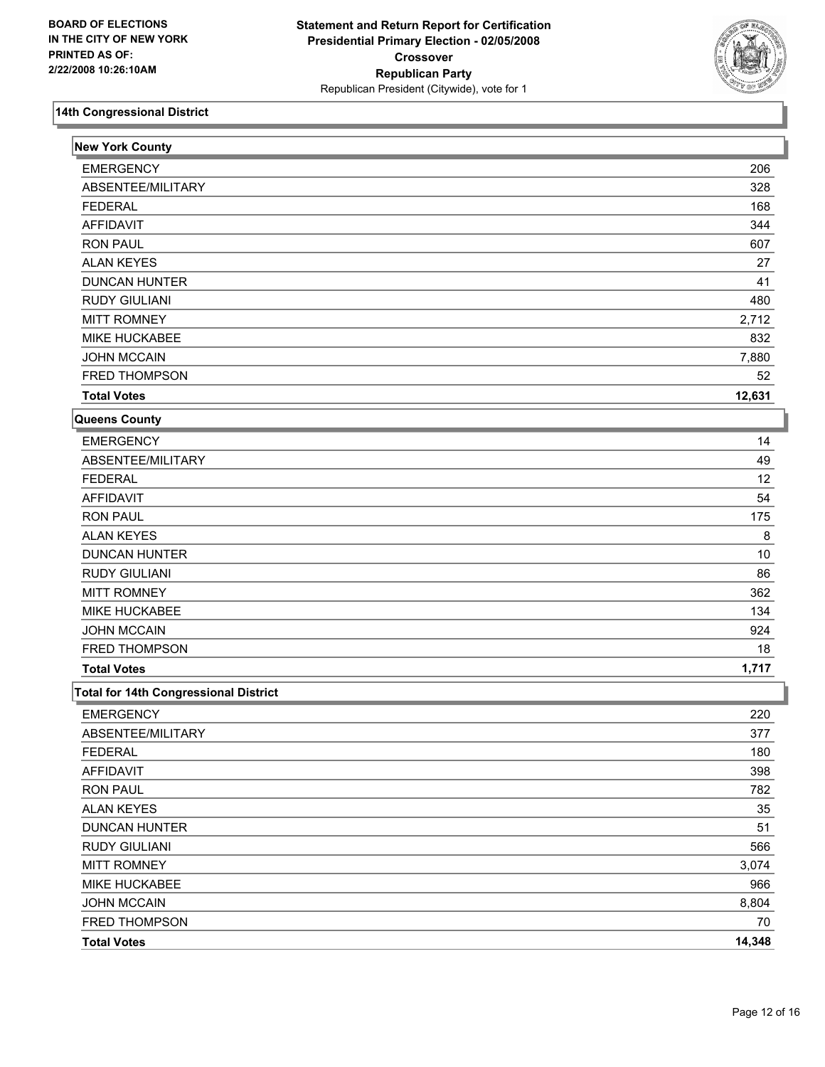BOARD OF ELECTIONS
IN THE CITY OF NEW YORK
PRINTED AS OF:
2/22/2008 10:26:10AM

**Statement and Return Report for Certification**
**Presidential Primary Election - 02/05/2008**
**Crossover**
**Republican Party**
Republican President (Citywide), vote for 1

## 14th Congressional District

### New York County

| | |
|---|---|
| EMERGENCY | 206 |
| ABSENTEE/MILITARY | 328 |
| FEDERAL | 168 |
| AFFIDAVIT | 344 |
| RON PAUL | 607 |
| ALAN KEYES | 27 |
| DUNCAN HUNTER | 41 |
| RUDY GIULIANI | 480 |
| MITT ROMNEY | 2,712 |
| MIKE HUCKABEE | 832 |
| JOHN MCCAIN | 7,880 |
| FRED THOMPSON | 52 |
| **Total Votes** | **12,631** |

### Queens County

| | |
|---|---|
| EMERGENCY | 14 |
| ABSENTEE/MILITARY | 49 |
| FEDERAL | 12 |
| AFFIDAVIT | 54 |
| RON PAUL | 175 |
| ALAN KEYES | 8 |
| DUNCAN HUNTER | 10 |
| RUDY GIULIANI | 86 |
| MITT ROMNEY | 362 |
| MIKE HUCKABEE | 134 |
| JOHN MCCAIN | 924 |
| FRED THOMPSON | 18 |
| **Total Votes** | **1,717** |

### Total for 14th Congressional District

| | |
|---|---|
| EMERGENCY | 220 |
| ABSENTEE/MILITARY | 377 |
| FEDERAL | 180 |
| AFFIDAVIT | 398 |
| RON PAUL | 782 |
| ALAN KEYES | 35 |
| DUNCAN HUNTER | 51 |
| RUDY GIULIANI | 566 |
| MITT ROMNEY | 3,074 |
| MIKE HUCKABEE | 966 |
| JOHN MCCAIN | 8,804 |
| FRED THOMPSON | 70 |
| **Total Votes** | **14,348** |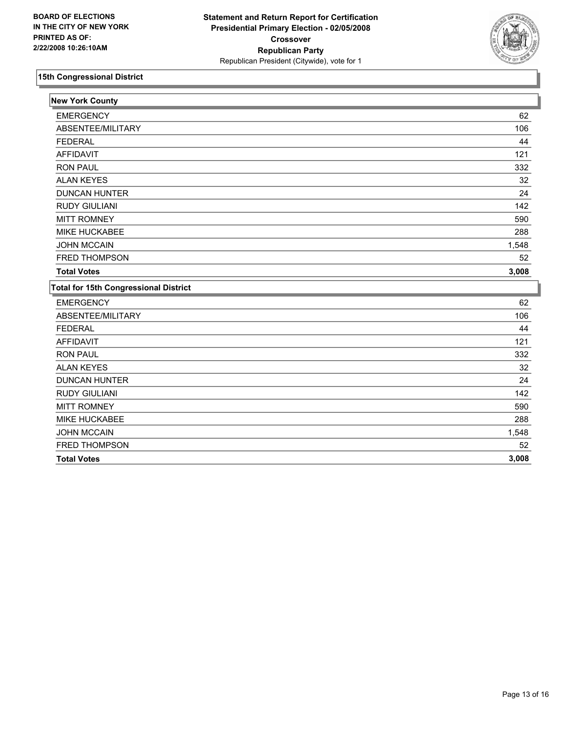**BOARD OF ELECTIONS IN THE CITY OF NEW YORK PRINTED AS OF: 2/22/2008 10:26:10AM**

**Statement and Return Report for Certification Presidential Primary Election - 02/05/2008 Crossover Republican Party**

Republican President (Citywide), vote for 1

## 15th Congressional District

### New York County

| | |
|---|---|
| EMERGENCY | 62 |
| ABSENTEE/MILITARY | 106 |
| FEDERAL | 44 |
| AFFIDAVIT | 121 |
| RON PAUL | 332 |
| ALAN KEYES | 32 |
| DUNCAN HUNTER | 24 |
| RUDY GIULIANI | 142 |
| MITT ROMNEY | 590 |
| MIKE HUCKABEE | 288 |
| JOHN MCCAIN | 1,548 |
| FRED THOMPSON | 52 |
| **Total Votes** | **3,008** |

### Total for 15th Congressional District

| | |
|---|---|
| EMERGENCY | 62 |
| ABSENTEE/MILITARY | 106 |
| FEDERAL | 44 |
| AFFIDAVIT | 121 |
| RON PAUL | 332 |
| ALAN KEYES | 32 |
| DUNCAN HUNTER | 24 |
| RUDY GIULIANI | 142 |
| MITT ROMNEY | 590 |
| MIKE HUCKABEE | 288 |
| JOHN MCCAIN | 1,548 |
| FRED THOMPSON | 52 |
| **Total Votes** | **3,008** |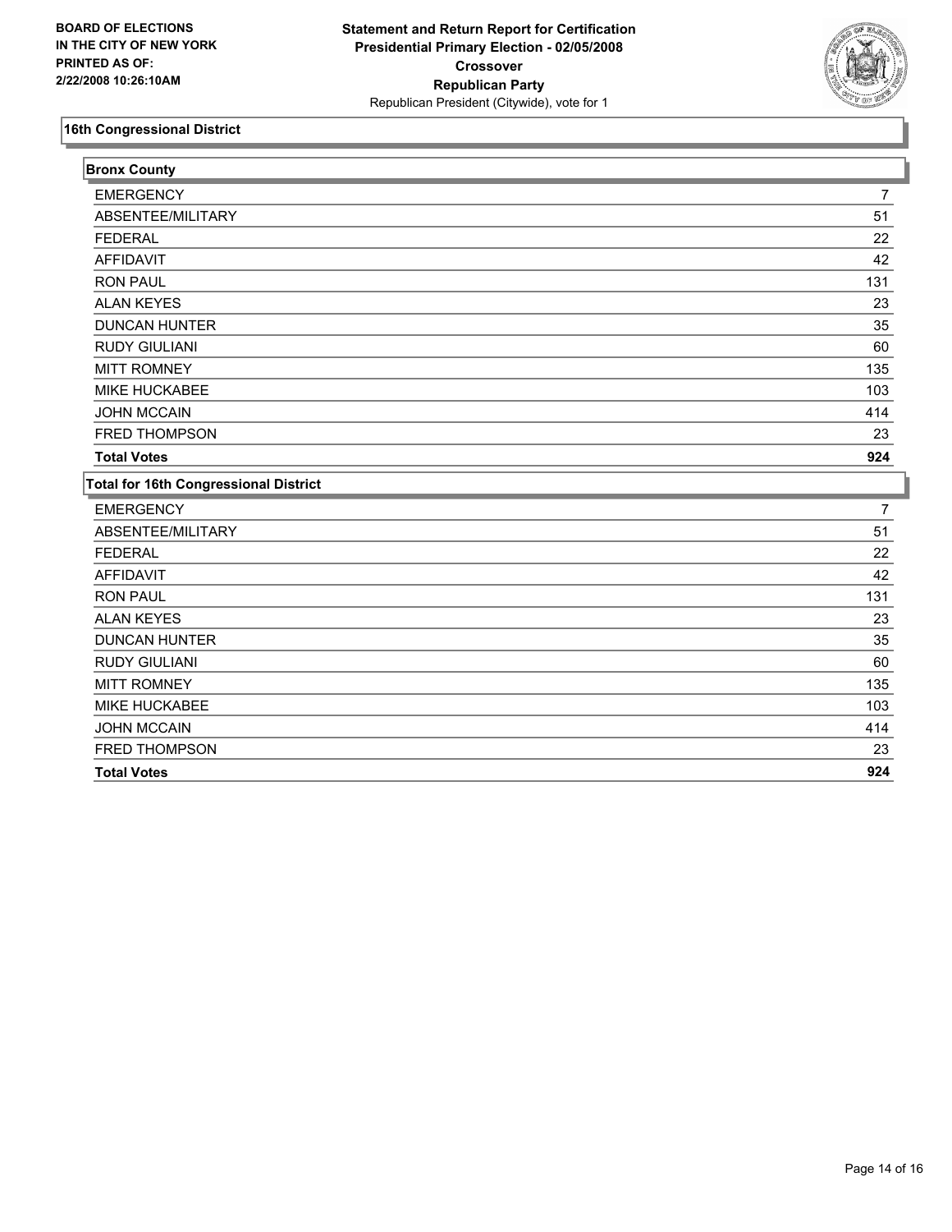**BOARD OF ELECTIONS IN THE CITY OF NEW YORK PRINTED AS OF: 2/22/2008 10:26:10AM**

**Statement and Return Report for Certification**
**Presidential Primary Election - 02/05/2008**
**Crossover**
**Republican Party**
Republican President (Citywide), vote for 1

## 16th Congressional District

### Bronx County

| | |
|---|---|
| EMERGENCY | 7 |
| ABSENTEE/MILITARY | 51 |
| FEDERAL | 22 |
| AFFIDAVIT | 42 |
| RON PAUL | 131 |
| ALAN KEYES | 23 |
| DUNCAN HUNTER | 35 |
| RUDY GIULIANI | 60 |
| MITT ROMNEY | 135 |
| MIKE HUCKABEE | 103 |
| JOHN MCCAIN | 414 |
| FRED THOMPSON | 23 |
| **Total Votes** | **924** |

### Total for 16th Congressional District

| | |
|---|---|
| EMERGENCY | 7 |
| ABSENTEE/MILITARY | 51 |
| FEDERAL | 22 |
| AFFIDAVIT | 42 |
| RON PAUL | 131 |
| ALAN KEYES | 23 |
| DUNCAN HUNTER | 35 |
| RUDY GIULIANI | 60 |
| MITT ROMNEY | 135 |
| MIKE HUCKABEE | 103 |
| JOHN MCCAIN | 414 |
| FRED THOMPSON | 23 |
| **Total Votes** | **924** |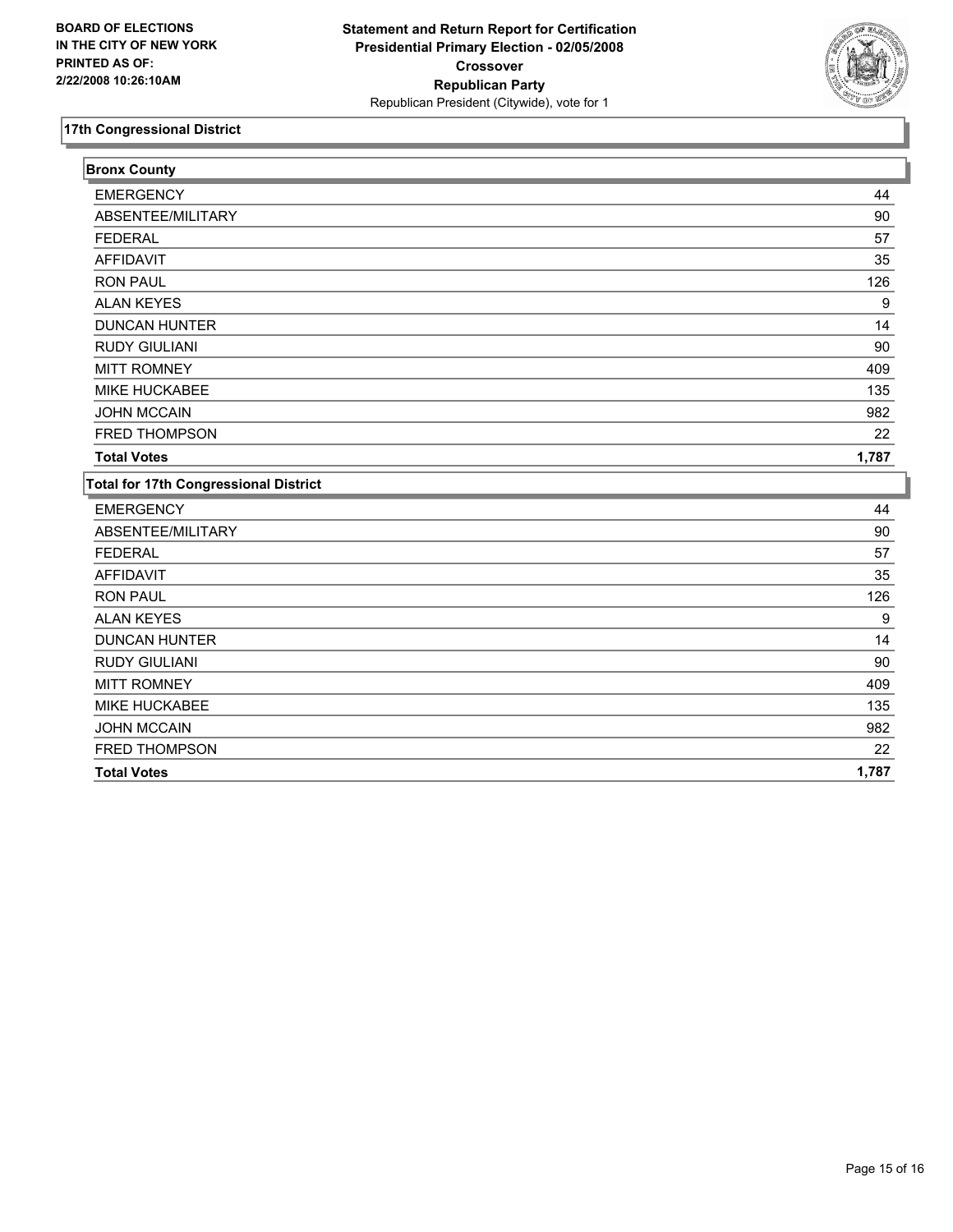**BOARD OF ELECTIONS IN THE CITY OF NEW YORK PRINTED AS OF: 2/22/2008 10:26:10AM**

**Statement and Return Report for Certification**
**Presidential Primary Election - 02/05/2008**
**Crossover**
**Republican Party**
Republican President (Citywide), vote for 1

## 17th Congressional District

### Bronx County

| | |
|---|---|
| EMERGENCY | 44 |
| ABSENTEE/MILITARY | 90 |
| FEDERAL | 57 |
| AFFIDAVIT | 35 |
| RON PAUL | 126 |
| ALAN KEYES | 9 |
| DUNCAN HUNTER | 14 |
| RUDY GIULIANI | 90 |
| MITT ROMNEY | 409 |
| MIKE HUCKABEE | 135 |
| JOHN MCCAIN | 982 |
| FRED THOMPSON | 22 |
| **Total Votes** | **1,787** |

### Total for 17th Congressional District

| | |
|---|---|
| EMERGENCY | 44 |
| ABSENTEE/MILITARY | 90 |
| FEDERAL | 57 |
| AFFIDAVIT | 35 |
| RON PAUL | 126 |
| ALAN KEYES | 9 |
| DUNCAN HUNTER | 14 |
| RUDY GIULIANI | 90 |
| MITT ROMNEY | 409 |
| MIKE HUCKABEE | 135 |
| JOHN MCCAIN | 982 |
| FRED THOMPSON | 22 |
| **Total Votes** | **1,787** |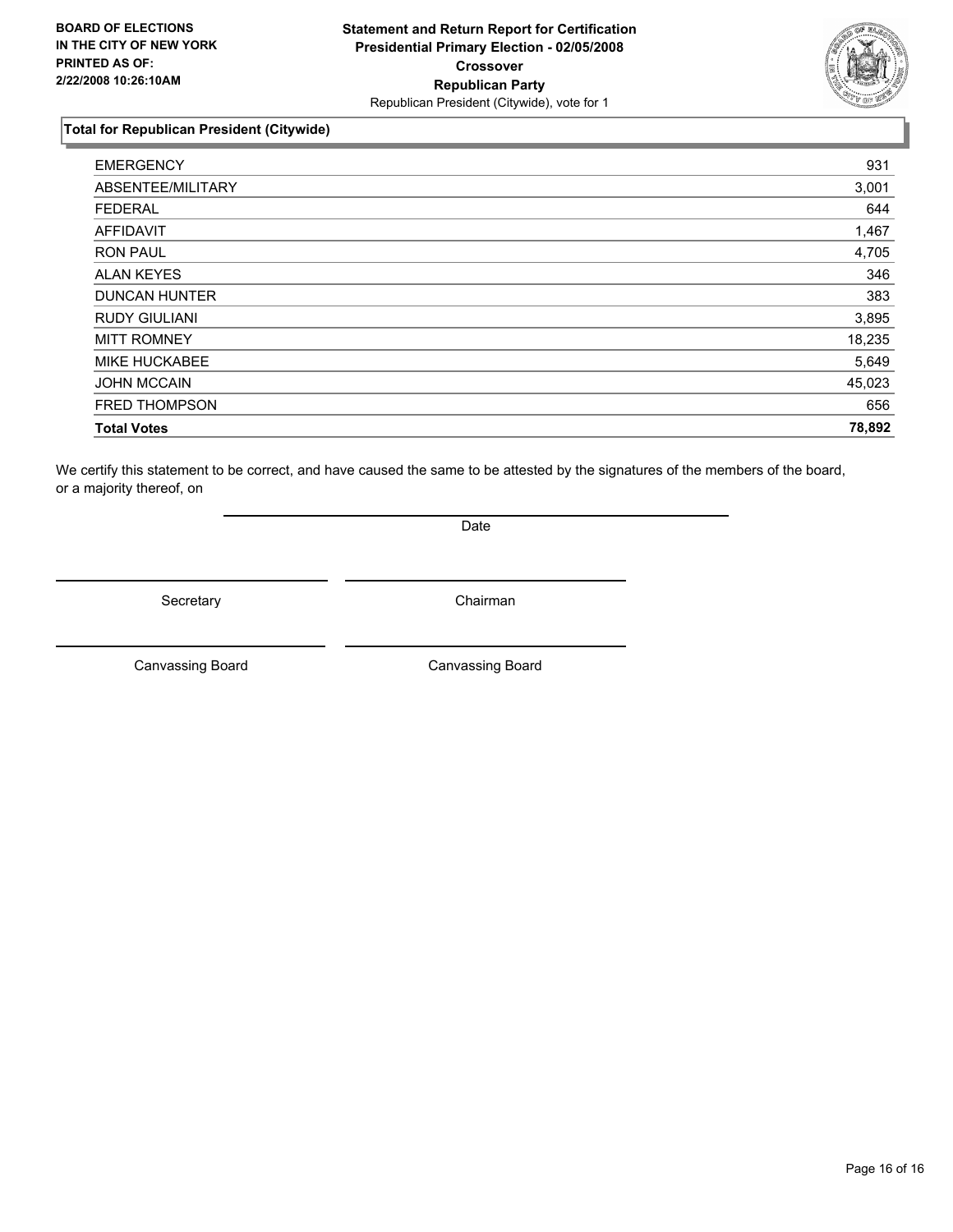**BOARD OF ELECTIONS IN THE CITY OF NEW YORK PRINTED AS OF: 2/22/2008 10:26:10AM**

**Statement and Return Report for Certification**
**Presidential Primary Election - 02/05/2008**
**Crossover**
**Republican Party**
Republican President (Citywide), vote for 1

### Total for Republican President (Citywide)

| | |
|---|---|
| EMERGENCY | 931 |
| ABSENTEE/MILITARY | 3,001 |
| FEDERAL | 644 |
| AFFIDAVIT | 1,467 |
| RON PAUL | 4,705 |
| ALAN KEYES | 346 |
| DUNCAN HUNTER | 383 |
| RUDY GIULIANI | 3,895 |
| MITT ROMNEY | 18,235 |
| MIKE HUCKABEE | 5,649 |
| JOHN MCCAIN | 45,023 |
| FRED THOMPSON | 656 |
| **Total Votes** | **78,892** |

We certify this statement to be correct, and have caused the same to be attested by the signatures of the members of the board, or a majority thereof, on

Date

Secretary

Chairman

Canvassing Board

Canvassing Board